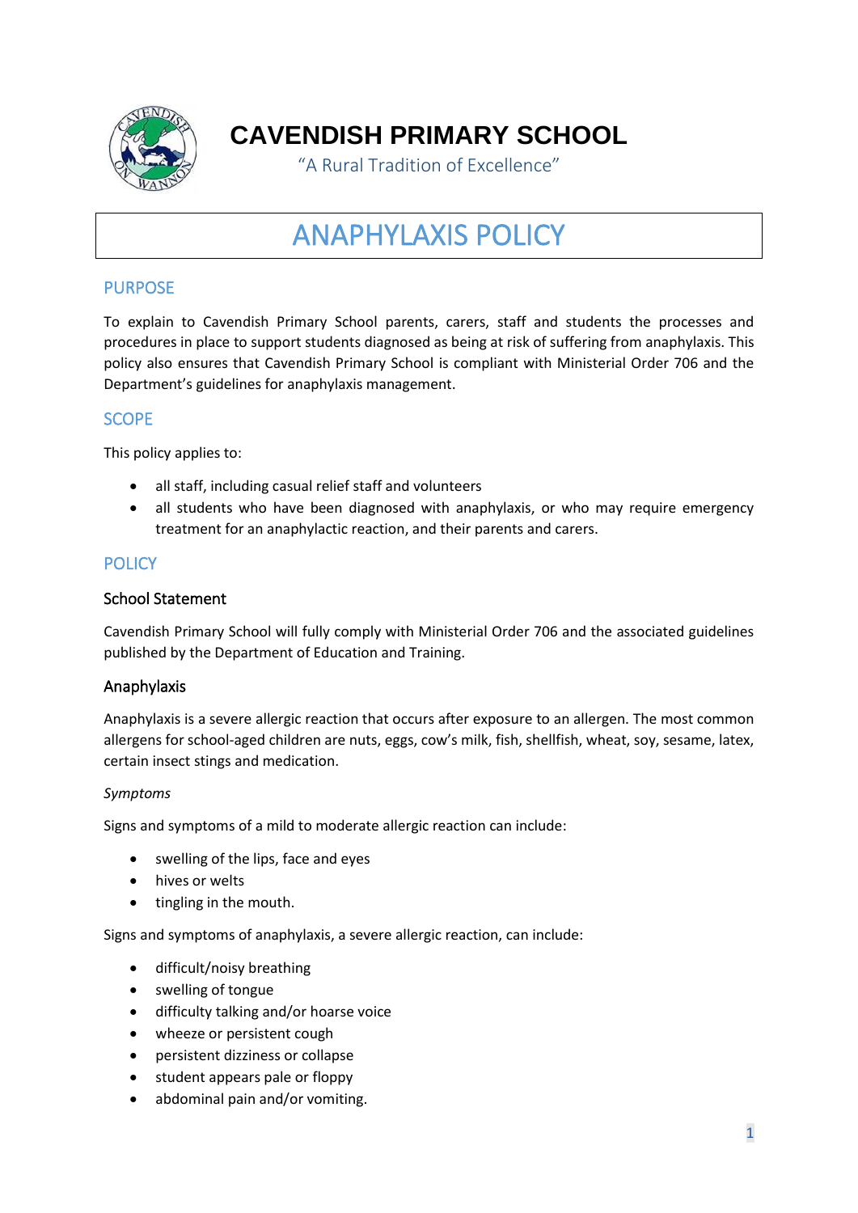# CAVENDISH PRIMARY SCHOOL

"A Rural Tradition of Excellence"

# ANAPHYLAXIS POLICY

## PURPOSE

To explain to Cavendish Primary School parents, carers, staff and students the processes and procedures in place to support students diagnosed as being at risk of suffering from anaphylaxis. This policy also ensures that Cavendish Primary School is compliant with Ministerial Order 706 and the Department's guidelines for anaphylaxis management.

## SCOPE

This policy applies to:

- all staff, including casual relief staff and volunteers
- all students who have been diagnosed with anaphylaxis, or who may require emergency treatment for an anaphylactic reaction, and their parents and carers.

## POLICY

### School Statement

Cavendish Primary School will fully comply with Ministerial Order 706 and the associated guidelines published by the Department of Education and Training.

### Anaphylaxis

Anaphylaxis is a severe allergic reaction that occurs after exposure to an allergen. The most common allergens for school-aged children are nuts, eggs, cow's milk, fish, shellfish, wheat, soy, sesame, latex, certain insect stings and medication.

*Symptoms*

Signs and symptoms of a mild to moderate allergic reaction can include:

- swelling of the lips, face and eyes
- hives or welts
- tingling in the mouth.

Signs and symptoms of anaphylaxis, a severe allergic reaction, can include:

- difficult/noisy breathing
- swelling of tongue
- difficulty talking and/or hoarse voice
- wheeze or persistent cough
- persistent dizziness or collapse
- student appears pale or floppy
- abdominal pain and/or vomiting.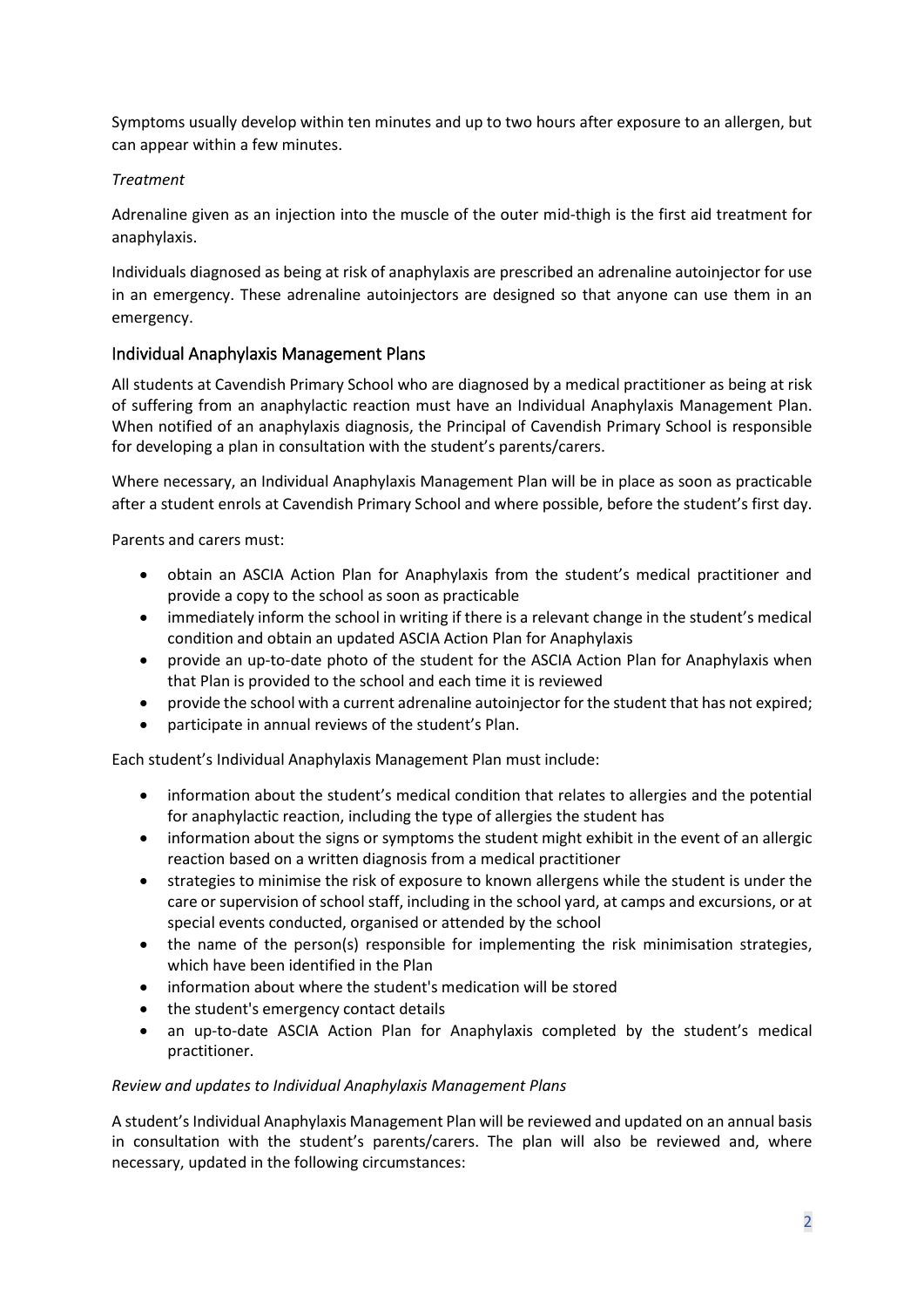Symptoms usually develop within ten minutes and up to two hours after exposure to an allergen, but can appear within a few minutes.

*Treatment*

Adrenaline given as an injection into the muscle of the outer mid-thigh is the first aid treatment for anaphylaxis.

Individuals diagnosed as being at risk of anaphylaxis are prescribed an adrenaline autoinjector for use in an emergency. These adrenaline autoinjectors are designed so that anyone can use them in an emergency.

## Individual Anaphylaxis Management Plans

All students at Cavendish Primary School who are diagnosed by a medical practitioner as being at risk of suffering from an anaphylactic reaction must have an Individual Anaphylaxis Management Plan. When notified of an anaphylaxis diagnosis, the Principal of Cavendish Primary School is responsible for developing a plan in consultation with the student's parents/carers.

Where necessary, an Individual Anaphylaxis Management Plan will be in place as soon as practicable after a student enrols at Cavendish Primary School and where possible, before the student's first day.

Parents and carers must:

- obtain an ASCIA Action Plan for Anaphylaxis from the student's medical practitioner and provide a copy to the school as soon as practicable
- immediately inform the school in writing if there is a relevant change in the student's medical condition and obtain an updated ASCIA Action Plan for Anaphylaxis
- provide an up-to-date photo of the student for the ASCIA Action Plan for Anaphylaxis when that Plan is provided to the school and each time it is reviewed
- provide the school with a current adrenaline autoinjector for the student that has not expired;
- participate in annual reviews of the student's Plan.

Each student's Individual Anaphylaxis Management Plan must include:

- information about the student's medical condition that relates to allergies and the potential for anaphylactic reaction, including the type of allergies the student has
- information about the signs or symptoms the student might exhibit in the event of an allergic reaction based on a written diagnosis from a medical practitioner
- strategies to minimise the risk of exposure to known allergens while the student is under the care or supervision of school staff, including in the school yard, at camps and excursions, or at special events conducted, organised or attended by the school
- the name of the person(s) responsible for implementing the risk minimisation strategies, which have been identified in the Plan
- information about where the student's medication will be stored
- the student's emergency contact details
- an up-to-date ASCIA Action Plan for Anaphylaxis completed by the student's medical practitioner.

*Review and updates to Individual Anaphylaxis Management Plans*

A student's Individual Anaphylaxis Management Plan will be reviewed and updated on an annual basis in consultation with the student's parents/carers. The plan will also be reviewed and, where necessary, updated in the following circumstances: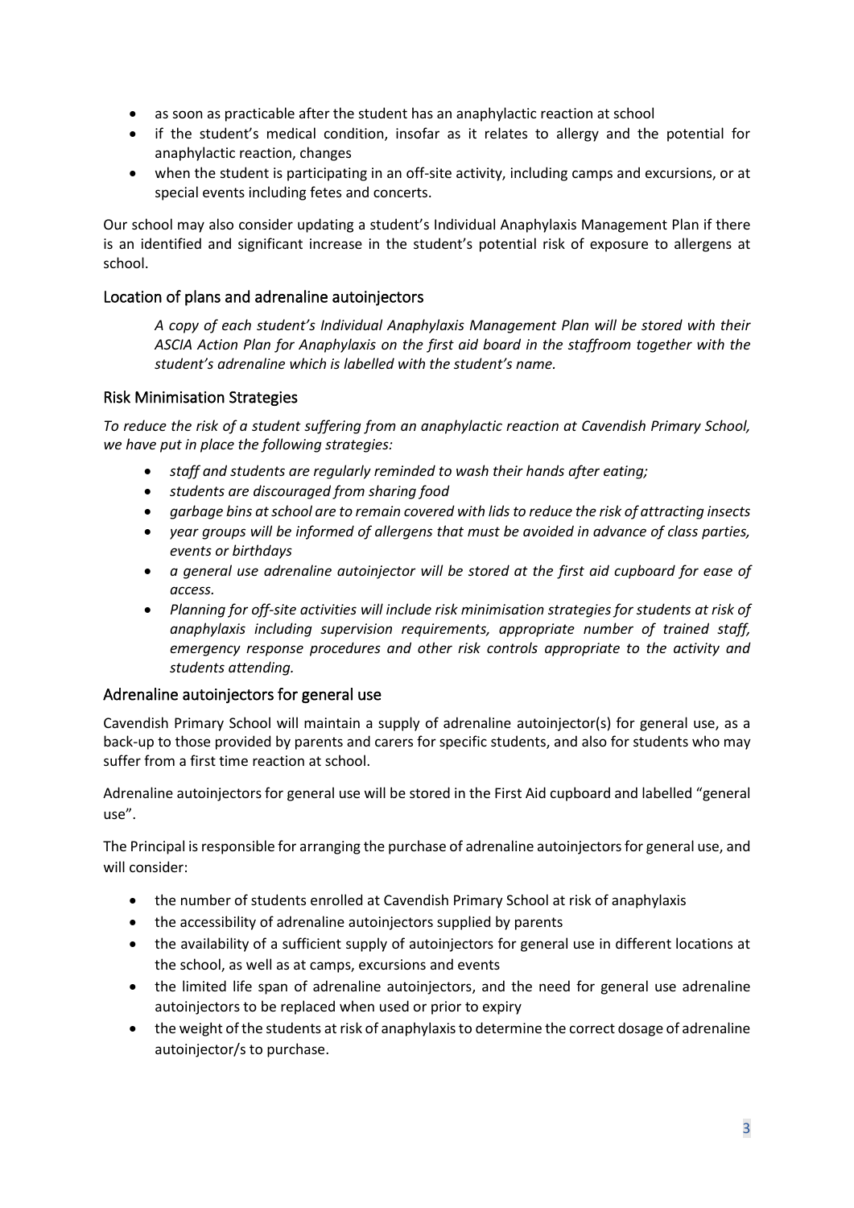- as soon as practicable after the student has an anaphylactic reaction at school
- if the student's medical condition, insofar as it relates to allergy and the potential for anaphylactic reaction, changes
- when the student is participating in an off-site activity, including camps and excursions, or at special events including fetes and concerts.

Our school may also consider updating a student's Individual Anaphylaxis Management Plan if there is an identified and significant increase in the student's potential risk of exposure to allergens at school.

## Location of plans and adrenaline autoinjectors

*A copy of each student's Individual Anaphylaxis Management Plan will be stored with their ASCIA Action Plan for Anaphylaxis on the first aid board in the staffroom together with the student's adrenaline which is labelled with the student's name.*

## Risk Minimisation Strategies

*To reduce the risk of a student suffering from an anaphylactic reaction at Cavendish Primary School, we have put in place the following strategies:*

- *staff and students are regularly reminded to wash their hands after eating;*
- *students are discouraged from sharing food*
- *garbage bins at school are to remain covered with lids to reduce the risk of attracting insects*
- *year groups will be informed of allergens that must be avoided in advance of class parties, events or birthdays*
- *a general use adrenaline autoinjector will be stored at the first aid cupboard for ease of access.*
- *Planning for off-site activities will include risk minimisation strategies for students at risk of anaphylaxis including supervision requirements, appropriate number of trained staff, emergency response procedures and other risk controls appropriate to the activity and students attending.*

## Adrenaline autoinjectors for general use

Cavendish Primary School will maintain a supply of adrenaline autoinjector(s) for general use, as a back-up to those provided by parents and carers for specific students, and also for students who may suffer from a first time reaction at school.

Adrenaline autoinjectors for general use will be stored in the First Aid cupboard and labelled "general use".

The Principal is responsible for arranging the purchase of adrenaline autoinjectors for general use, and will consider:

- the number of students enrolled at Cavendish Primary School at risk of anaphylaxis
- the accessibility of adrenaline autoinjectors supplied by parents
- the availability of a sufficient supply of autoinjectors for general use in different locations at the school, as well as at camps, excursions and events
- the limited life span of adrenaline autoinjectors, and the need for general use adrenaline autoinjectors to be replaced when used or prior to expiry
- the weight of the students at risk of anaphylaxis to determine the correct dosage of adrenaline autoinjector/s to purchase.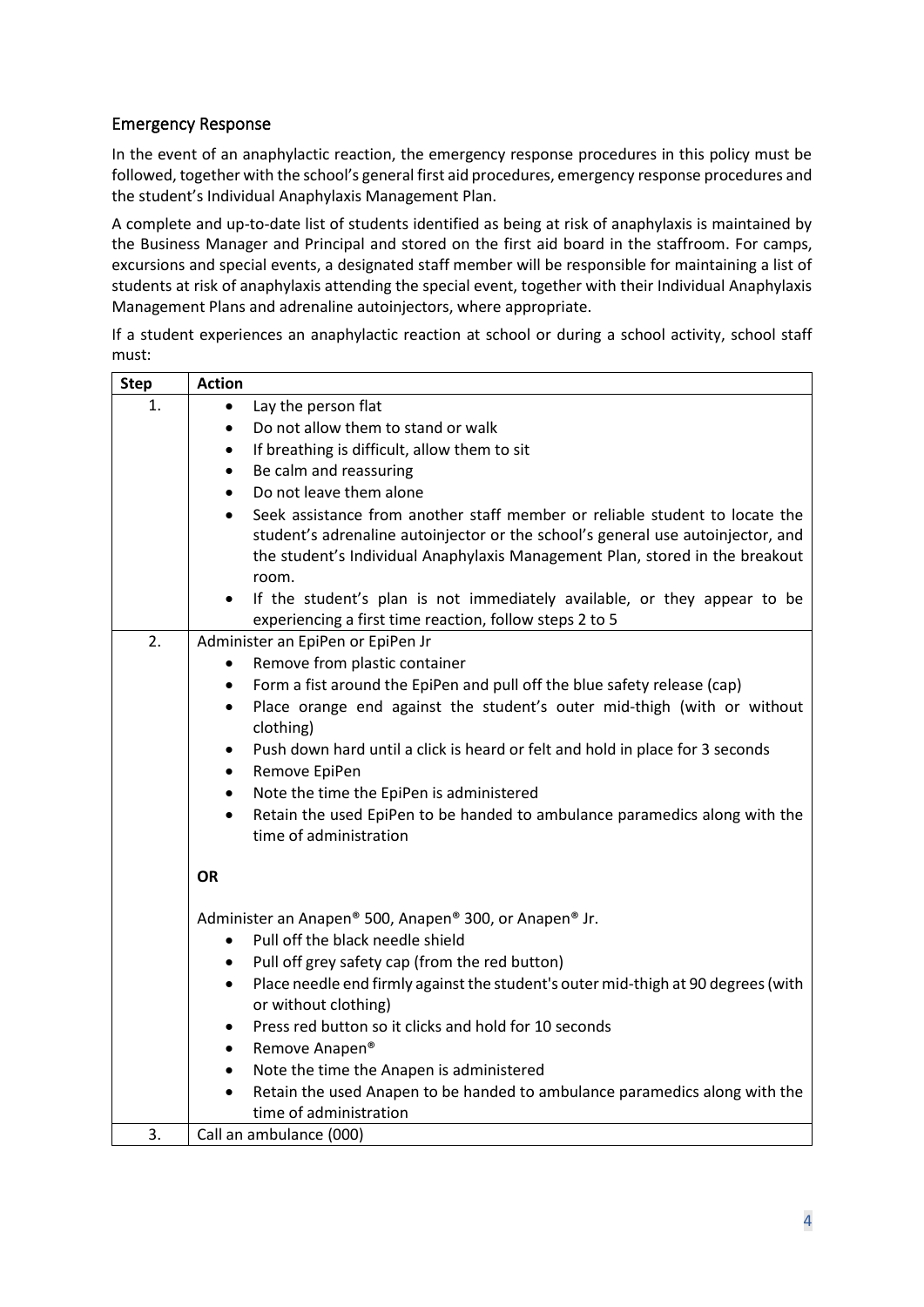## Emergency Response

In the event of an anaphylactic reaction, the emergency response procedures in this policy must be followed, together with the school's general first aid procedures, emergency response procedures and the student's Individual Anaphylaxis Management Plan.

A complete and up-to-date list of students identified as being at risk of anaphylaxis is maintained by the Business Manager and Principal and stored on the first aid board in the staffroom. For camps, excursions and special events, a designated staff member will be responsible for maintaining a list of students at risk of anaphylaxis attending the special event, together with their Individual Anaphylaxis Management Plans and adrenaline autoinjectors, where appropriate.

If a student experiences an anaphylactic reaction at school or during a school activity, school staff must:

| Step | Action |
|---|---|
| 1. | • Lay the person flat<br>• Do not allow them to stand or walk<br>• If breathing is difficult, allow them to sit<br>• Be calm and reassuring<br>• Do not leave them alone<br>• Seek assistance from another staff member or reliable student to locate the student's adrenaline autoinjector or the school's general use autoinjector, and the student's Individual Anaphylaxis Management Plan, stored in the breakout room.<br>• If the student's plan is not immediately available, or they appear to be experiencing a first time reaction, follow steps 2 to 5 |
| 2. | Administer an EpiPen or EpiPen Jr<br>• Remove from plastic container<br>• Form a fist around the EpiPen and pull off the blue safety release (cap)<br>• Place orange end against the student's outer mid-thigh (with or without clothing)<br>• Push down hard until a click is heard or felt and hold in place for 3 seconds<br>• Remove EpiPen<br>• Note the time the EpiPen is administered<br>• Retain the used EpiPen to be handed to ambulance paramedics along with the time of administration<br><br>**OR**<br><br>Administer an Anapen® 500, Anapen® 300, or Anapen® Jr.<br>• Pull off the black needle shield<br>• Pull off grey safety cap (from the red button)<br>• Place needle end firmly against the student's outer mid-thigh at 90 degrees (with or without clothing)<br>• Press red button so it clicks and hold for 10 seconds<br>• Remove Anapen®<br>• Note the time the Anapen is administered<br>• Retain the used Anapen to be handed to ambulance paramedics along with the time of administration |
| 3. | Call an ambulance (000) |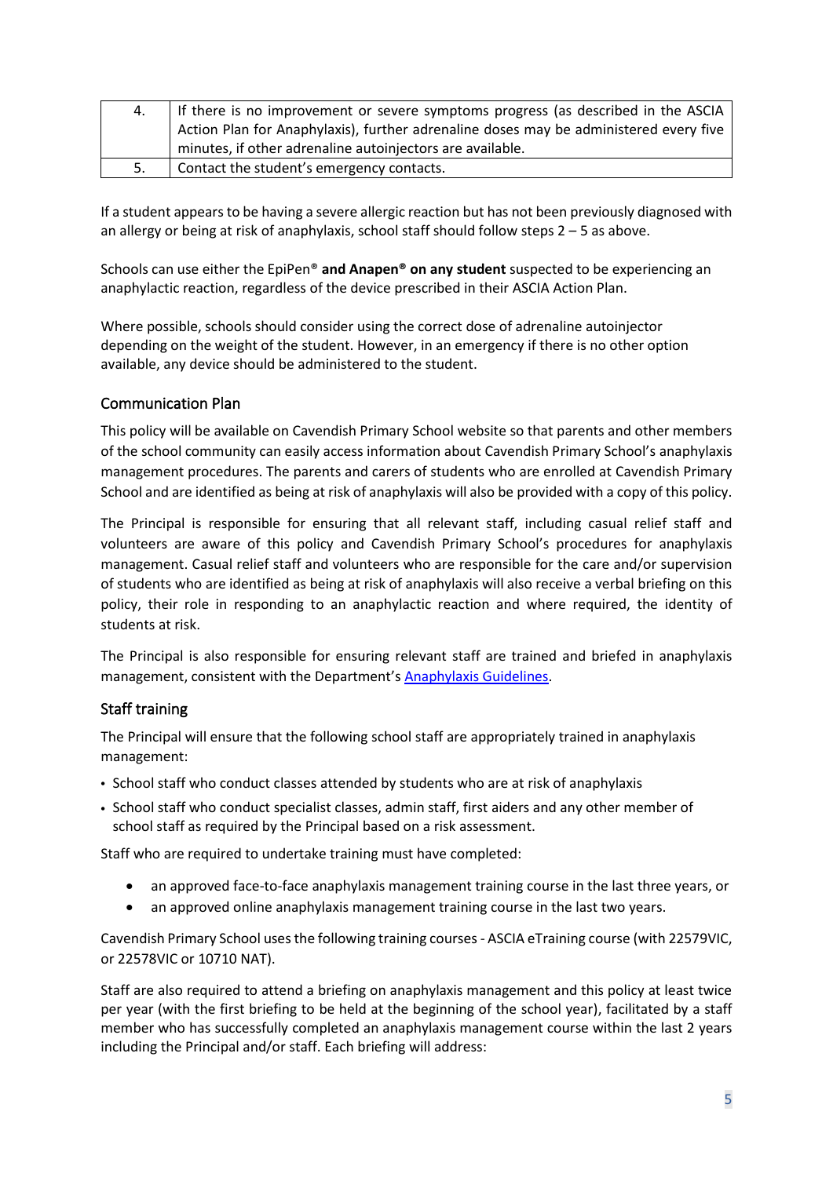| 4. | If there is no improvement or severe symptoms progress (as described in the ASCIA Action Plan for Anaphylaxis), further adrenaline doses may be administered every five minutes, if other adrenaline autoinjectors are available. |
|---|---|
| 5. | Contact the student's emergency contacts. |

If a student appears to be having a severe allergic reaction but has not been previously diagnosed with an allergy or being at risk of anaphylaxis, school staff should follow steps 2 – 5 as above.

Schools can use either the EpiPen® **and Anapen® on any student** suspected to be experiencing an anaphylactic reaction, regardless of the device prescribed in their ASCIA Action Plan.

Where possible, schools should consider using the correct dose of adrenaline autoinjector depending on the weight of the student. However, in an emergency if there is no other option available, any device should be administered to the student.

## Communication Plan

This policy will be available on Cavendish Primary School website so that parents and other members of the school community can easily access information about Cavendish Primary School's anaphylaxis management procedures. The parents and carers of students who are enrolled at Cavendish Primary School and are identified as being at risk of anaphylaxis will also be provided with a copy of this policy.

The Principal is responsible for ensuring that all relevant staff, including casual relief staff and volunteers are aware of this policy and Cavendish Primary School's procedures for anaphylaxis management. Casual relief staff and volunteers who are responsible for the care and/or supervision of students who are identified as being at risk of anaphylaxis will also receive a verbal briefing on this policy, their role in responding to an anaphylactic reaction and where required, the identity of students at risk.

The Principal is also responsible for ensuring relevant staff are trained and briefed in anaphylaxis management, consistent with the Department's [Anaphylaxis Guidelines](Anaphylaxis Guidelines).

## Staff training

The Principal will ensure that the following school staff are appropriately trained in anaphylaxis management:

- School staff who conduct classes attended by students who are at risk of anaphylaxis
- School staff who conduct specialist classes, admin staff, first aiders and any other member of school staff as required by the Principal based on a risk assessment.

Staff who are required to undertake training must have completed:

- an approved face-to-face anaphylaxis management training course in the last three years, or
- an approved online anaphylaxis management training course in the last two years.

Cavendish Primary School uses the following training courses - ASCIA eTraining course (with 22579VIC, or 22578VIC or 10710 NAT).

Staff are also required to attend a briefing on anaphylaxis management and this policy at least twice per year (with the first briefing to be held at the beginning of the school year), facilitated by a staff member who has successfully completed an anaphylaxis management course within the last 2 years including the Principal and/or staff. Each briefing will address: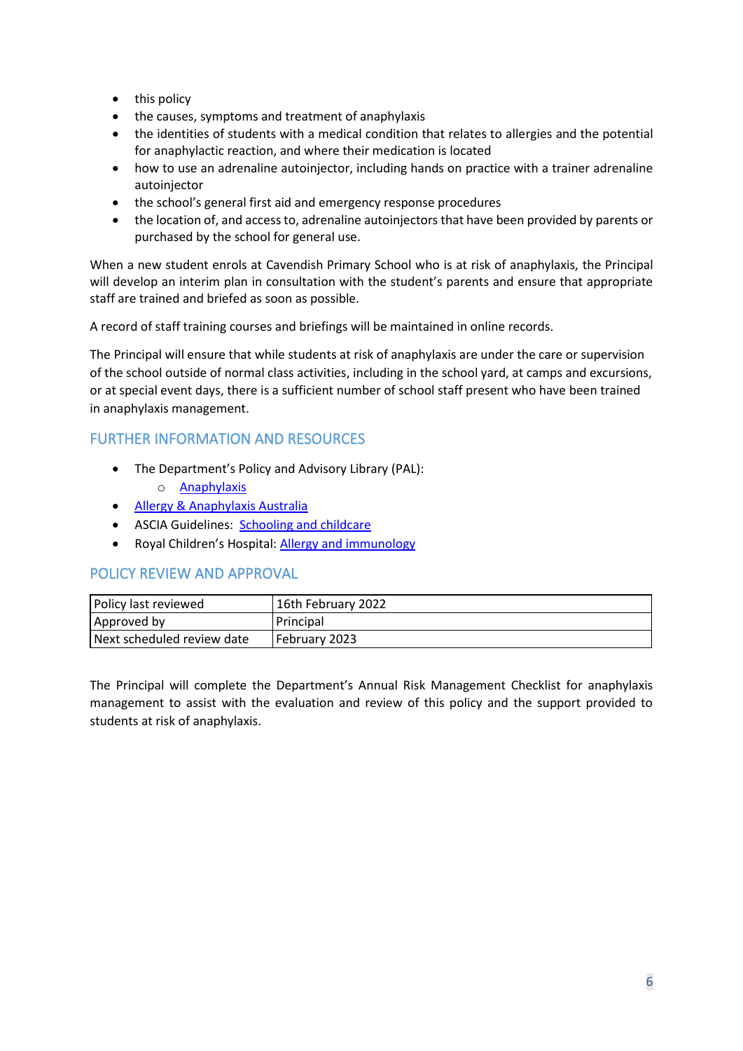- this policy
- the causes, symptoms and treatment of anaphylaxis
- the identities of students with a medical condition that relates to allergies and the potential for anaphylactic reaction, and where their medication is located
- how to use an adrenaline autoinjector, including hands on practice with a trainer adrenaline autoinjector
- the school's general first aid and emergency response procedures
- the location of, and access to, adrenaline autoinjectors that have been provided by parents or purchased by the school for general use.

When a new student enrols at Cavendish Primary School who is at risk of anaphylaxis, the Principal will develop an interim plan in consultation with the student's parents and ensure that appropriate staff are trained and briefed as soon as possible.

A record of staff training courses and briefings will be maintained in online records.

The Principal will ensure that while students at risk of anaphylaxis are under the care or supervision of the school outside of normal class activities, including in the school yard, at camps and excursions, or at special event days, there is a sufficient number of school staff present who have been trained in anaphylaxis management.

## FURTHER INFORMATION AND RESOURCES

- The Department's Policy and Advisory Library (PAL):
  - Anaphylaxis
- Allergy & Anaphylaxis Australia
- ASCIA Guidelines: Schooling and childcare
- Royal Children's Hospital: Allergy and immunology

## POLICY REVIEW AND APPROVAL

| | |
|---|---|
| Policy last reviewed | 16th February 2022 |
| Approved by | Principal |
| Next scheduled review date | February 2023 |

The Principal will complete the Department's Annual Risk Management Checklist for anaphylaxis management to assist with the evaluation and review of this policy and the support provided to students at risk of anaphylaxis.